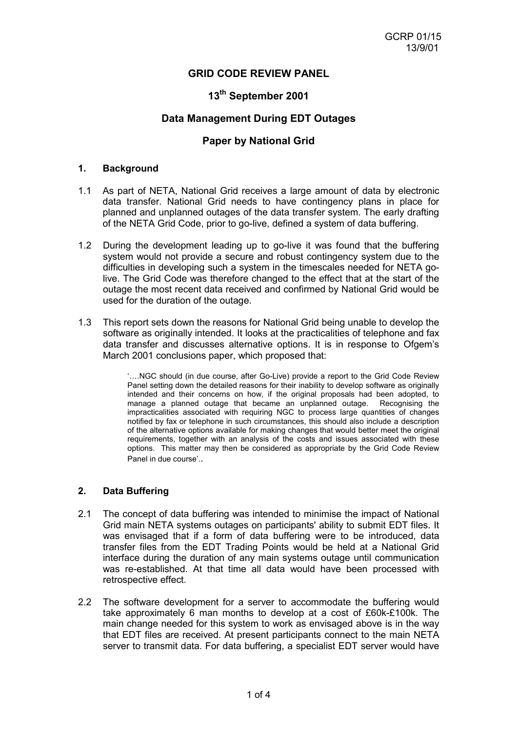GCRP 01/15
13/9/01

# GRID CODE REVIEW PANEL

## 13th September 2001

## Data Management During EDT Outages

## Paper by National Grid

### 1. Background

1.1 As part of NETA, National Grid receives a large amount of data by electronic data transfer. National Grid needs to have contingency plans in place for planned and unplanned outages of the data transfer system. The early drafting of the NETA Grid Code, prior to go-live, defined a system of data buffering.

1.2 During the development leading up to go-live it was found that the buffering system would not provide a secure and robust contingency system due to the difficulties in developing such a system in the timescales needed for NETA go-live. The Grid Code was therefore changed to the effect that at the start of the outage the most recent data received and confirmed by National Grid would be used for the duration of the outage.

1.3 This report sets down the reasons for National Grid being unable to develop the software as originally intended. It looks at the practicalities of telephone and fax data transfer and discusses alternative options. It is in response to Ofgem's March 2001 conclusions paper, which proposed that:

> '….NGC should (in due course, after Go-Live) provide a report to the Grid Code Review Panel setting down the detailed reasons for their inability to develop software as originally intended and their concerns on how, if the original proposals had been adopted, to manage a planned outage that became an unplanned outage. Recognising the impracticalities associated with requiring NGC to process large quantities of changes notified by fax or telephone in such circumstances, this should also include a description of the alternative options available for making changes that would better meet the original requirements, together with an analysis of the costs and issues associated with these options. This matter may then be considered as appropriate by the Grid Code Review Panel in due course'..

### 2. Data Buffering

2.1 The concept of data buffering was intended to minimise the impact of National Grid main NETA systems outages on participants' ability to submit EDT files. It was envisaged that if a form of data buffering were to be introduced, data transfer files from the EDT Trading Points would be held at a National Grid interface during the duration of any main systems outage until communication was re-established. At that time all data would have been processed with retrospective effect.

2.2 The software development for a server to accommodate the buffering would take approximately 6 man months to develop at a cost of £60k-£100k. The main change needed for this system to work as envisaged above is in the way that EDT files are received. At present participants connect to the main NETA server to transmit data. For data buffering, a specialist EDT server would have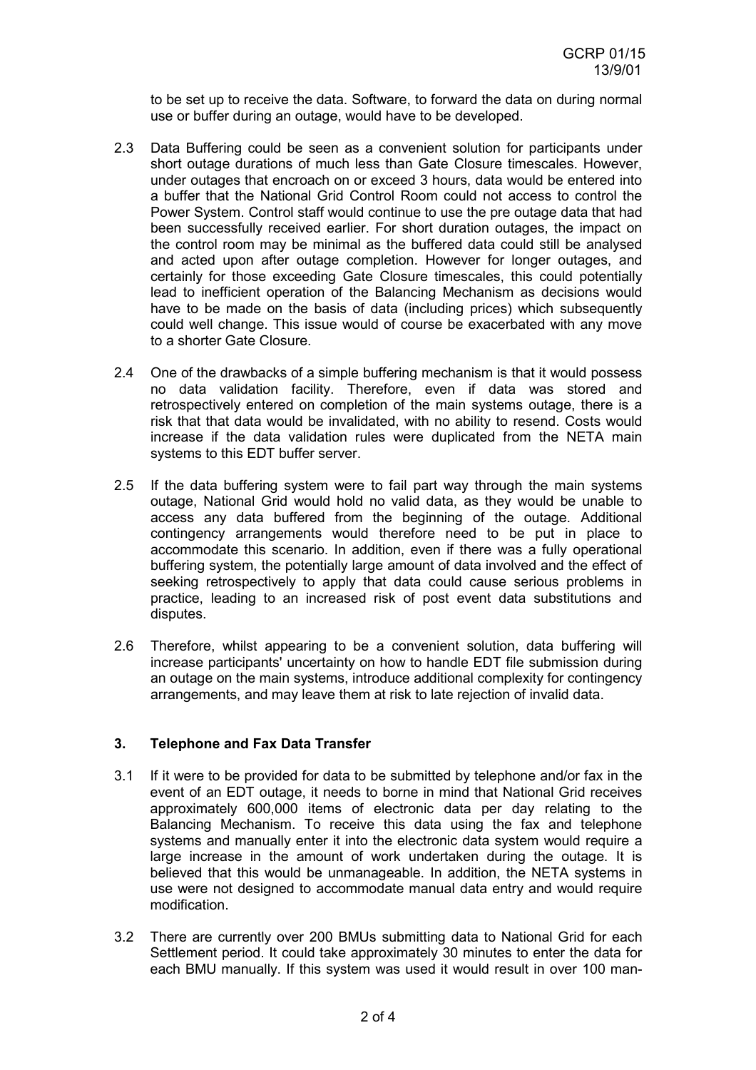to be set up to receive the data. Software, to forward the data on during normal use or buffer during an outage, would have to be developed.

2.3 Data Buffering could be seen as a convenient solution for participants under short outage durations of much less than Gate Closure timescales. However, under outages that encroach on or exceed 3 hours, data would be entered into a buffer that the National Grid Control Room could not access to control the Power System. Control staff would continue to use the pre outage data that had been successfully received earlier. For short duration outages, the impact on the control room may be minimal as the buffered data could still be analysed and acted upon after outage completion. However for longer outages, and certainly for those exceeding Gate Closure timescales, this could potentially lead to inefficient operation of the Balancing Mechanism as decisions would have to be made on the basis of data (including prices) which subsequently could well change. This issue would of course be exacerbated with any move to a shorter Gate Closure.

2.4 One of the drawbacks of a simple buffering mechanism is that it would possess no data validation facility. Therefore, even if data was stored and retrospectively entered on completion of the main systems outage, there is a risk that that data would be invalidated, with no ability to resend. Costs would increase if the data validation rules were duplicated from the NETA main systems to this EDT buffer server.

2.5 If the data buffering system were to fail part way through the main systems outage, National Grid would hold no valid data, as they would be unable to access any data buffered from the beginning of the outage. Additional contingency arrangements would therefore need to be put in place to accommodate this scenario. In addition, even if there was a fully operational buffering system, the potentially large amount of data involved and the effect of seeking retrospectively to apply that data could cause serious problems in practice, leading to an increased risk of post event data substitutions and disputes.

2.6 Therefore, whilst appearing to be a convenient solution, data buffering will increase participants' uncertainty on how to handle EDT file submission during an outage on the main systems, introduce additional complexity for contingency arrangements, and may leave them at risk to late rejection of invalid data.

### 3. Telephone and Fax Data Transfer

3.1 If it were to be provided for data to be submitted by telephone and/or fax in the event of an EDT outage, it needs to borne in mind that National Grid receives approximately 600,000 items of electronic data per day relating to the Balancing Mechanism. To receive this data using the fax and telephone systems and manually enter it into the electronic data system would require a large increase in the amount of work undertaken during the outage. It is believed that this would be unmanageable. In addition, the NETA systems in use were not designed to accommodate manual data entry and would require modification.

3.2 There are currently over 200 BMUs submitting data to National Grid for each Settlement period. It could take approximately 30 minutes to enter the data for each BMU manually. If this system was used it would result in over 100 man-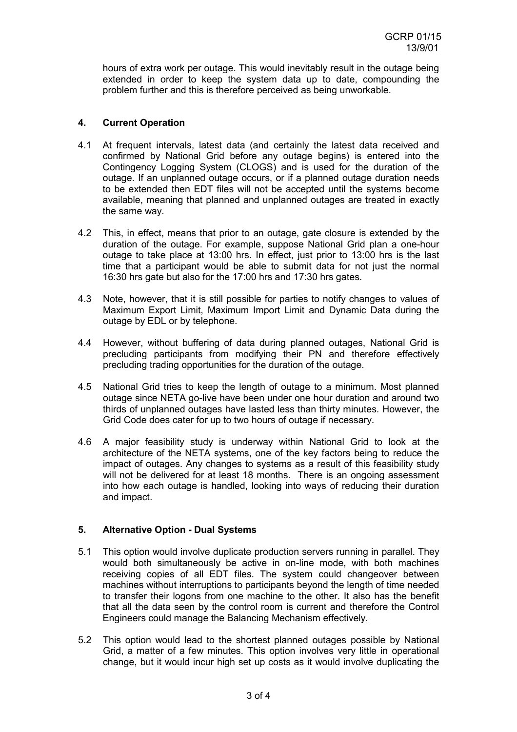hours of extra work per outage. This would inevitably result in the outage being extended in order to keep the system data up to date, compounding the problem further and this is therefore perceived as being unworkable.

## 4. Current Operation

4.1 At frequent intervals, latest data (and certainly the latest data received and confirmed by National Grid before any outage begins) is entered into the Contingency Logging System (CLOGS) and is used for the duration of the outage. If an unplanned outage occurs, or if a planned outage duration needs to be extended then EDT files will not be accepted until the systems become available, meaning that planned and unplanned outages are treated in exactly the same way.

4.2 This, in effect, means that prior to an outage, gate closure is extended by the duration of the outage. For example, suppose National Grid plan a one-hour outage to take place at 13:00 hrs. In effect, just prior to 13:00 hrs is the last time that a participant would be able to submit data for not just the normal 16:30 hrs gate but also for the 17:00 hrs and 17:30 hrs gates.

4.3 Note, however, that it is still possible for parties to notify changes to values of Maximum Export Limit, Maximum Import Limit and Dynamic Data during the outage by EDL or by telephone.

4.4 However, without buffering of data during planned outages, National Grid is precluding participants from modifying their PN and therefore effectively precluding trading opportunities for the duration of the outage.

4.5 National Grid tries to keep the length of outage to a minimum. Most planned outage since NETA go-live have been under one hour duration and around two thirds of unplanned outages have lasted less than thirty minutes. However, the Grid Code does cater for up to two hours of outage if necessary.

4.6 A major feasibility study is underway within National Grid to look at the architecture of the NETA systems, one of the key factors being to reduce the impact of outages. Any changes to systems as a result of this feasibility study will not be delivered for at least 18 months. There is an ongoing assessment into how each outage is handled, looking into ways of reducing their duration and impact.

## 5. Alternative Option - Dual Systems

5.1 This option would involve duplicate production servers running in parallel. They would both simultaneously be active in on-line mode, with both machines receiving copies of all EDT files. The system could changeover between machines without interruptions to participants beyond the length of time needed to transfer their logons from one machine to the other. It also has the benefit that all the data seen by the control room is current and therefore the Control Engineers could manage the Balancing Mechanism effectively.

5.2 This option would lead to the shortest planned outages possible by National Grid, a matter of a few minutes. This option involves very little in operational change, but it would incur high set up costs as it would involve duplicating the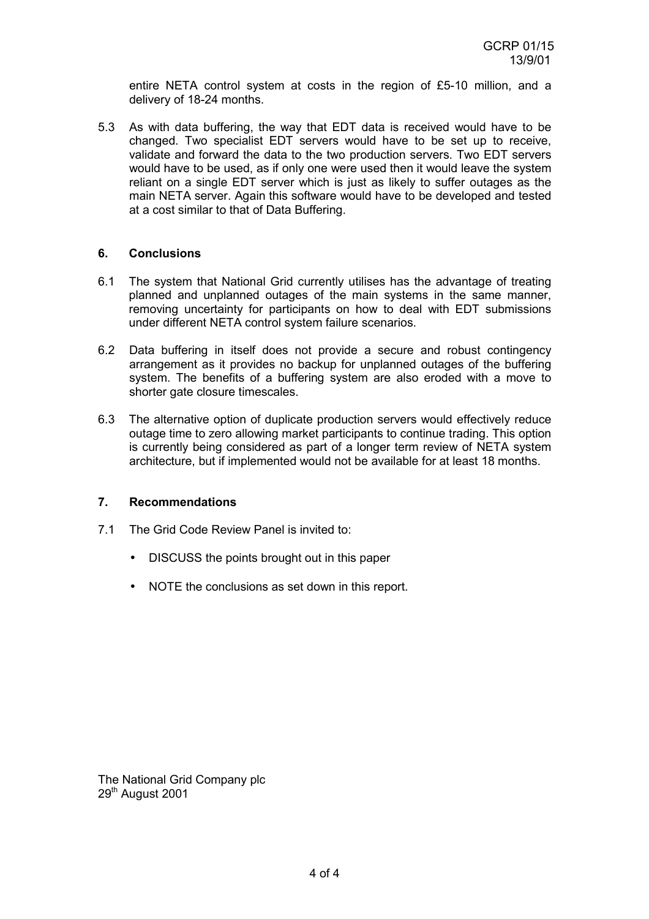entire NETA control system at costs in the region of £5-10 million, and a delivery of 18-24 months.

5.3 As with data buffering, the way that EDT data is received would have to be changed. Two specialist EDT servers would have to be set up to receive, validate and forward the data to the two production servers. Two EDT servers would have to be used, as if only one were used then it would leave the system reliant on a single EDT server which is just as likely to suffer outages as the main NETA server. Again this software would have to be developed and tested at a cost similar to that of Data Buffering.

## 6. Conclusions

6.1 The system that National Grid currently utilises has the advantage of treating planned and unplanned outages of the main systems in the same manner, removing uncertainty for participants on how to deal with EDT submissions under different NETA control system failure scenarios.

6.2 Data buffering in itself does not provide a secure and robust contingency arrangement as it provides no backup for unplanned outages of the buffering system. The benefits of a buffering system are also eroded with a move to shorter gate closure timescales.

6.3 The alternative option of duplicate production servers would effectively reduce outage time to zero allowing market participants to continue trading. This option is currently being considered as part of a longer term review of NETA system architecture, but if implemented would not be available for at least 18 months.

## 7. Recommendations

7.1 The Grid Code Review Panel is invited to:

- DISCUSS the points brought out in this paper
- NOTE the conclusions as set down in this report.

The National Grid Company plc
29th August 2001